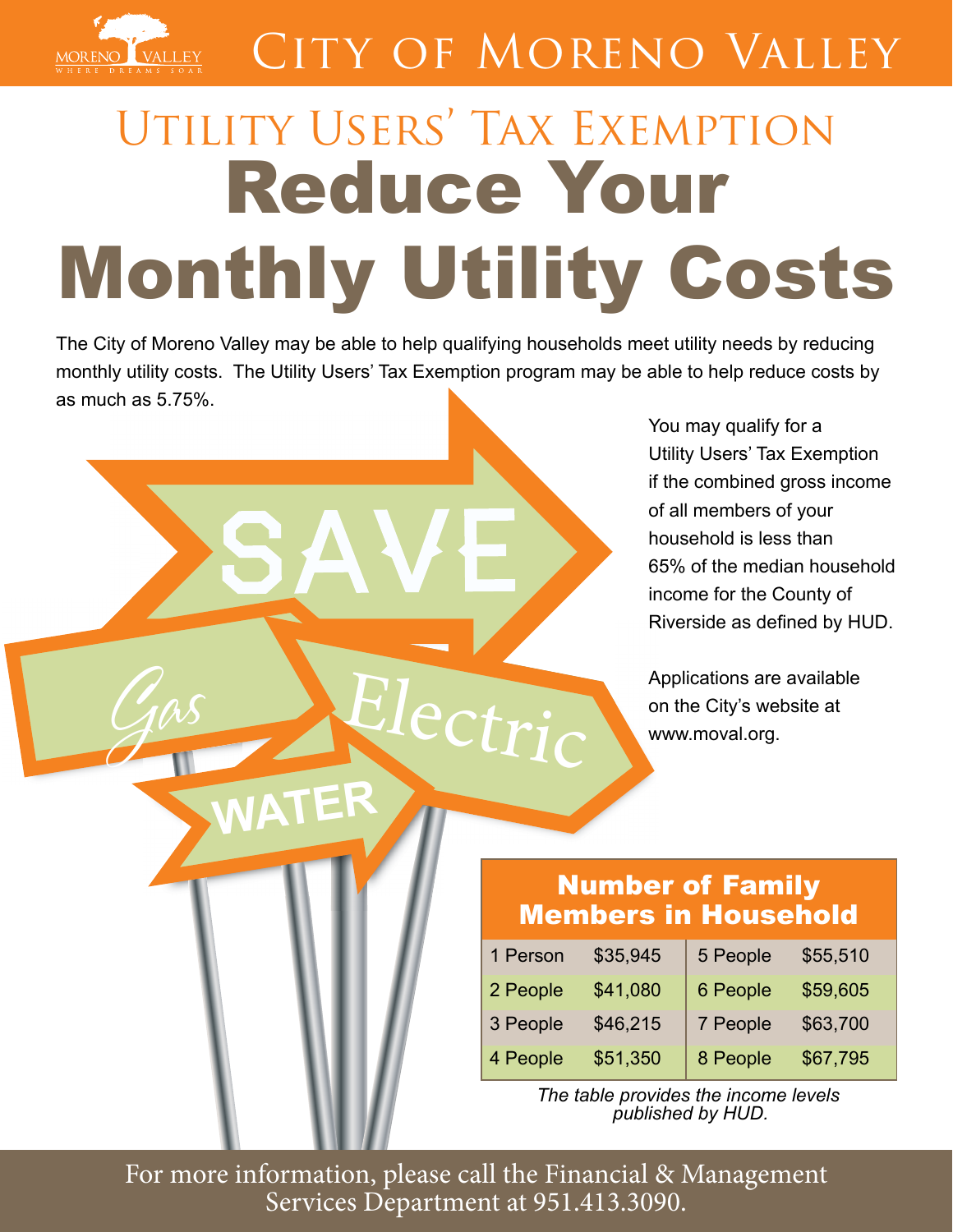# City of Moreno Valley

## Utility Users' Tax Exemption

# Reduce Your Monthly Utility Costs

The City of Moreno Valley may be able to help qualifying households meet utility needs by reducing monthly utility costs. The Utility Users' Tax Exemption program may be able to help reduce costs by as much as 5.75%.

You may qualify for a Utility Users' Tax Exemption if the combined gross income of all members of your household is less than 65% of the median household income for the County of Riverside as defined by HUD.

Applications are available on the City's website at www.moval.org.

| Number of Family Members in Household | | | |
|---|---|---|---|
| 1 Person | $35,945 | 5 People | $55,510 |
| 2 People | $41,080 | 6 People | $59,605 |
| 3 People | $46,215 | 7 People | $63,700 |
| 4 People | $51,350 | 8 People | $67,795 |

*The table provides the income levels published by HUD.*

For more information, please call the Financial & Management Services Department at 951.413.3090.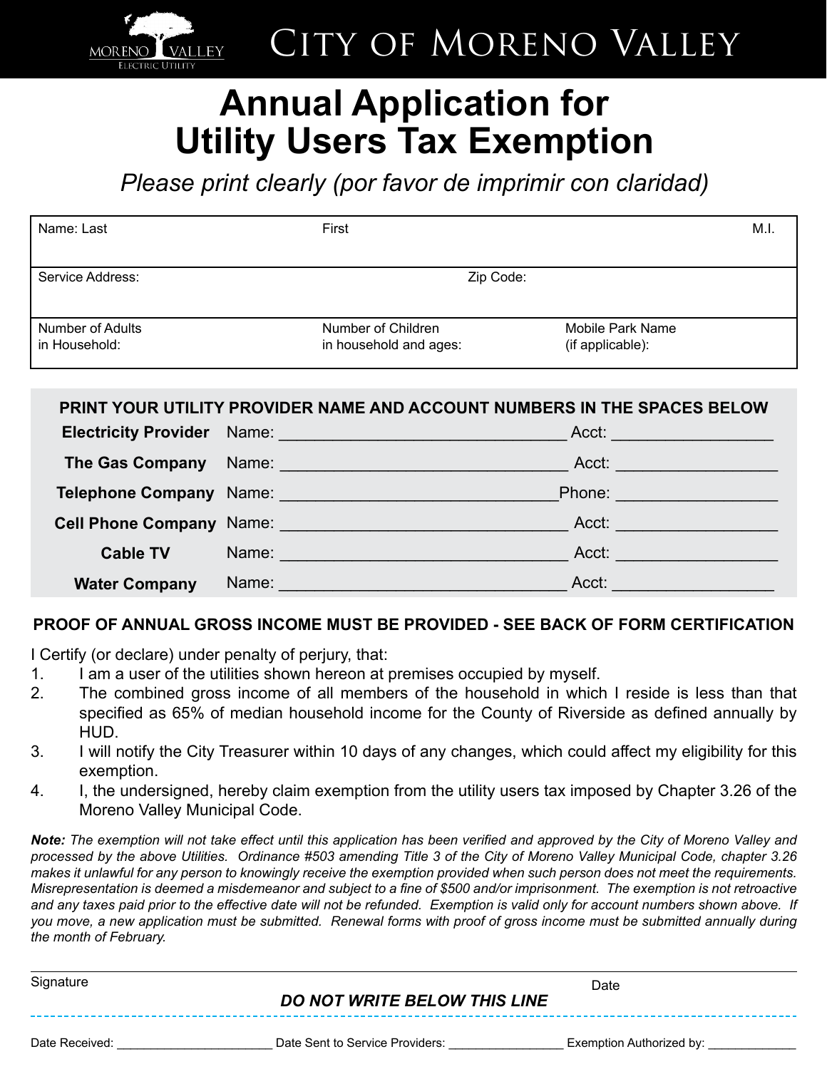# City of Moreno Valley

# Annual Application for Utility Users Tax Exemption

*Please print clearly (por favor de imprimir con claridad)*

| | | |
|---|---|---|
| Name: Last | First | M.I. |
| Service Address: | Zip Code: | |
| Number of Adults in Household: | Number of Children in household and ages: | Mobile Park Name (if applicable): |

**PRINT YOUR UTILITY PROVIDER NAME AND ACCOUNT NUMBERS IN THE SPACES BELOW**

**Electricity Provider** Name: ______________________________ Acct: ________________

**The Gas Company** Name: ______________________________ Acct: ________________

**Telephone Company** Name: ______________________________ Phone: ________________

**Cell Phone Company** Name: ______________________________ Acct: ________________

**Cable TV** Name: ______________________________ Acct: ________________

**Water Company** Name: ______________________________ Acct: ________________

**PROOF OF ANNUAL GROSS INCOME MUST BE PROVIDED - SEE BACK OF FORM CERTIFICATION**

I Certify (or declare) under penalty of perjury, that:

1. I am a user of the utilities shown hereon at premises occupied by myself.
2. The combined gross income of all members of the household in which I reside is less than that specified as 65% of median household income for the County of Riverside as defined annually by HUD.
3. I will notify the City Treasurer within 10 days of any changes, which could affect my eligibility for this exemption.
4. I, the undersigned, hereby claim exemption from the utility users tax imposed by Chapter 3.26 of the Moreno Valley Municipal Code.

***Note:*** *The exemption will not take effect until this application has been verified and approved by the City of Moreno Valley and processed by the above Utilities. Ordinance #503 amending Title 3 of the City of Moreno Valley Municipal Code, chapter 3.26 makes it unlawful for any person to knowingly receive the exemption provided when such person does not meet the requirements. Misrepresentation is deemed a misdemeanor and subject to a fine of $500 and/or imprisonment. The exemption is not retroactive and any taxes paid prior to the effective date will not be refunded. Exemption is valid only for account numbers shown above. If you move, a new application must be submitted. Renewal forms with proof of gross income must be submitted annually during the month of February.*

Signature Date

***DO NOT WRITE BELOW THIS LINE***

Date Received: ____________________ Date Sent to Service Providers: ______________ Exemption Authorized by: ___________